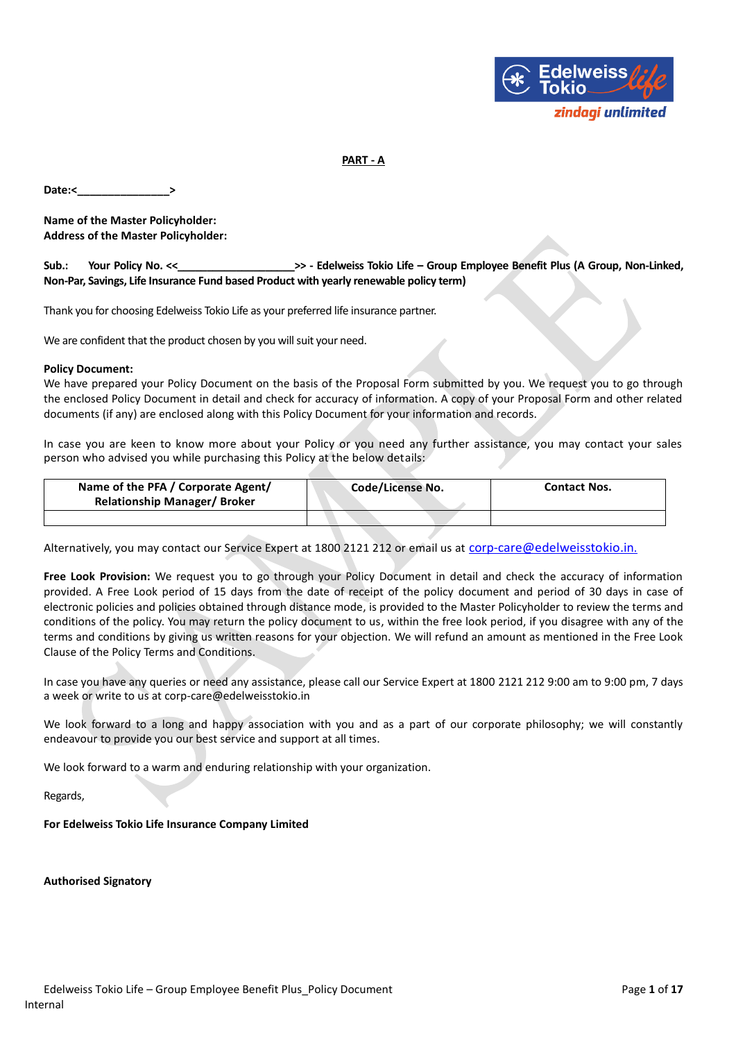## PART - A

**Date:<_______________>**

**Name of the Master Policyholder:**
**Address of the Master Policyholder:**

**Sub.: Your Policy No. <<___________________>> - Edelweiss Tokio Life – Group Employee Benefit Plus (A Group, Non-Linked, Non-Par, Savings, Life Insurance Fund based Product with yearly renewable policy term)**

Thank you for choosing Edelweiss Tokio Life as your preferred life insurance partner.

We are confident that the product chosen by you will suit your need.

**Policy Document:**
We have prepared your Policy Document on the basis of the Proposal Form submitted by you. We request you to go through the enclosed Policy Document in detail and check for accuracy of information. A copy of your Proposal Form and other related documents (if any) are enclosed along with this Policy Document for your information and records.

In case you are keen to know more about your Policy or you need any further assistance, you may contact your sales person who advised you while purchasing this Policy at the below details:

| Name of the PFA / Corporate Agent/ Relationship Manager/ Broker | Code/License No. | Contact Nos. |
|---|---|---|
| | | |

Alternatively, you may contact our Service Expert at 1800 2121 212 or email us at corp-care@edelweisstokio.in.

**Free Look Provision:** We request you to go through your Policy Document in detail and check the accuracy of information provided. A Free Look period of 15 days from the date of receipt of the policy document and period of 30 days in case of electronic policies and policies obtained through distance mode, is provided to the Master Policyholder to review the terms and conditions of the policy. You may return the policy document to us, within the free look period, if you disagree with any of the terms and conditions by giving us written reasons for your objection. We will refund an amount as mentioned in the Free Look Clause of the Policy Terms and Conditions.

In case you have any queries or need any assistance, please call our Service Expert at 1800 2121 212 9:00 am to 9:00 pm, 7 days a week or write to us at corp-care@edelweisstokio.in

We look forward to a long and happy association with you and as a part of our corporate philosophy; we will constantly endeavour to provide you our best service and support at all times.

We look forward to a warm and enduring relationship with your organization.

Regards,

**For Edelweiss Tokio Life Insurance Company Limited**

**Authorised Signatory**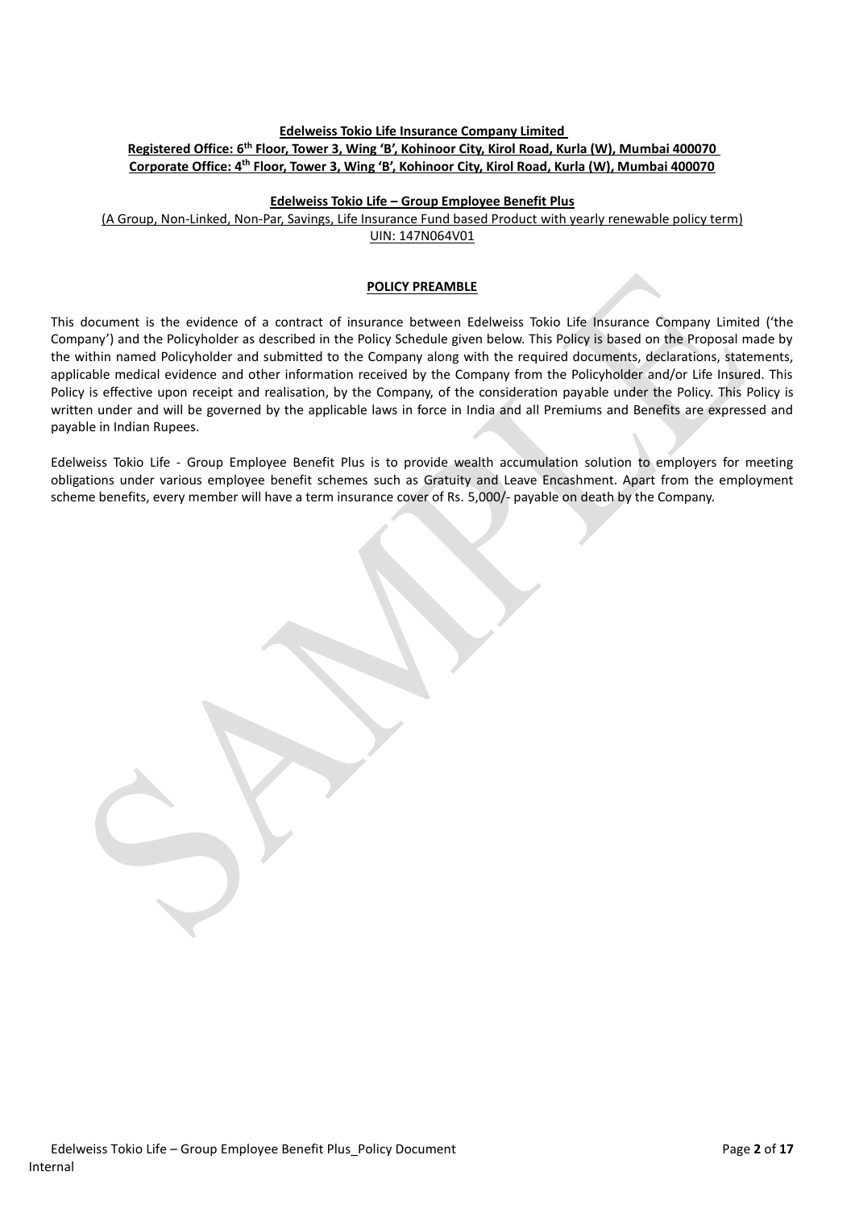**Edelweiss Tokio Life Insurance Company Limited**

**Registered Office: 6th Floor, Tower 3, Wing 'B', Kohinoor City, Kirol Road, Kurla (W), Mumbai 400070**

**Corporate Office: 4th Floor, Tower 3, Wing 'B', Kohinoor City, Kirol Road, Kurla (W), Mumbai 400070**

**Edelweiss Tokio Life – Group Employee Benefit Plus**

(A Group, Non-Linked, Non-Par, Savings, Life Insurance Fund based Product with yearly renewable policy term)

UIN: 147N064V01

## POLICY PREAMBLE

This document is the evidence of a contract of insurance between Edelweiss Tokio Life Insurance Company Limited ('the Company') and the Policyholder as described in the Policy Schedule given below. This Policy is based on the Proposal made by the within named Policyholder and submitted to the Company along with the required documents, declarations, statements, applicable medical evidence and other information received by the Company from the Policyholder and/or Life Insured. This Policy is effective upon receipt and realisation, by the Company, of the consideration payable under the Policy. This Policy is written under and will be governed by the applicable laws in force in India and all Premiums and Benefits are expressed and payable in Indian Rupees.

Edelweiss Tokio Life - Group Employee Benefit Plus is to provide wealth accumulation solution to employers for meeting obligations under various employee benefit schemes such as Gratuity and Leave Encashment. Apart from the employment scheme benefits, every member will have a term insurance cover of Rs. 5,000/- payable on death by the Company.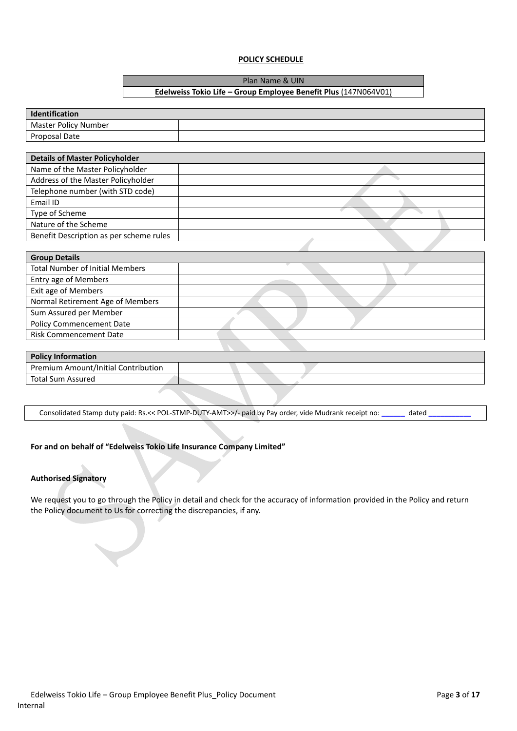**POLICY SCHEDULE**

| Plan Name & UIN |
|---|
| **Edelweiss Tokio Life – Group Employee Benefit Plus** (147N064V01) |

| **Identification** | |
|---|---|
| Master Policy Number | |
| Proposal Date | |

| **Details of Master Policyholder** | |
|---|---|
| Name of the Master Policyholder | |
| Address of the Master Policyholder | |
| Telephone number (with STD code) | |
| Email ID | |
| Type of Scheme | |
| Nature of the Scheme | |
| Benefit Description as per scheme rules | |

| **Group Details** | |
|---|---|
| Total Number of Initial Members | |
| Entry age of Members | |
| Exit age of Members | |
| Normal Retirement Age of Members | |
| Sum Assured per Member | |
| Policy Commencement Date | |
| Risk Commencement Date | |

| **Policy Information** | |
|---|---|
| Premium Amount/Initial Contribution | |
| Total Sum Assured | |

Consolidated Stamp duty paid: Rs.<< POL-STMP-DUTY-AMT>>/- paid by Pay order, vide Mudrank receipt no: ______ dated __________

**For and on behalf of "Edelweiss Tokio Life Insurance Company Limited"**

**Authorised Signatory**

We request you to go through the Policy in detail and check for the accuracy of information provided in the Policy and return the Policy document to Us for correcting the discrepancies, if any.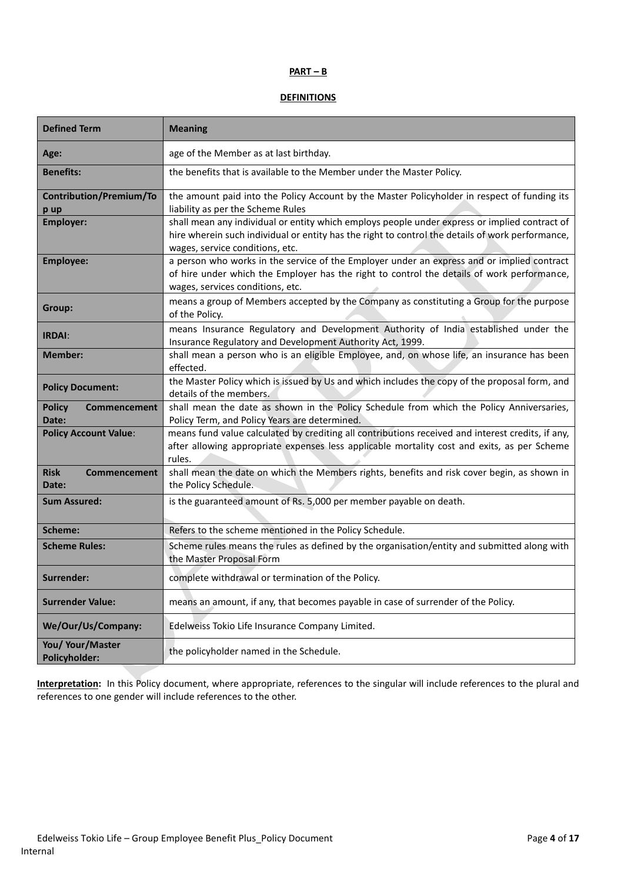**PART – B**

**DEFINITIONS**

| Defined Term | Meaning |
|---|---|
| **Age:** | age of the Member as at last birthday. |
| **Benefits:** | the benefits that is available to the Member under the Master Policy. |
| **Contribution/Premium/Top up** | the amount paid into the Policy Account by the Master Policyholder in respect of funding its liability as per the Scheme Rules |
| **Employer:** | shall mean any individual or entity which employs people under express or implied contract of hire wherein such individual or entity has the right to control the details of work performance, wages, service conditions, etc. |
| **Employee:** | a person who works in the service of the Employer under an express and or implied contract of hire under which the Employer has the right to control the details of work performance, wages, services conditions, etc. |
| **Group:** | means a group of Members accepted by the Company as constituting a Group for the purpose of the Policy. |
| **IRDAI**: | means Insurance Regulatory and Development Authority of India established under the Insurance Regulatory and Development Authority Act, 1999. |
| **Member:** | shall mean a person who is an eligible Employee, and, on whose life, an insurance has been effected. |
| **Policy Document:** | the Master Policy which is issued by Us and which includes the copy of the proposal form, and details of the members. |
| **Policy Commencement Date:** | shall mean the date as shown in the Policy Schedule from which the Policy Anniversaries, Policy Term, and Policy Years are determined. |
| **Policy Account Value**: | means fund value calculated by crediting all contributions received and interest credits, if any, after allowing appropriate expenses less applicable mortality cost and exits, as per Scheme rules. |
| **Risk Commencement Date:** | shall mean the date on which the Members rights, benefits and risk cover begin, as shown in the Policy Schedule. |
| **Sum Assured:** | is the guaranteed amount of Rs. 5,000 per member payable on death. |
| **Scheme:** | Refers to the scheme mentioned in the Policy Schedule. |
| **Scheme Rules:** | Scheme rules means the rules as defined by the organisation/entity and submitted along with the Master Proposal Form |
| **Surrender:** | complete withdrawal or termination of the Policy. |
| **Surrender Value:** | means an amount, if any, that becomes payable in case of surrender of the Policy. |
| **We/Our/Us/Company:** | Edelweiss Tokio Life Insurance Company Limited. |
| **You/ Your/Master Policyholder:** | the policyholder named in the Schedule. |

**Interpretation:** In this Policy document, where appropriate, references to the singular will include references to the plural and references to one gender will include references to the other.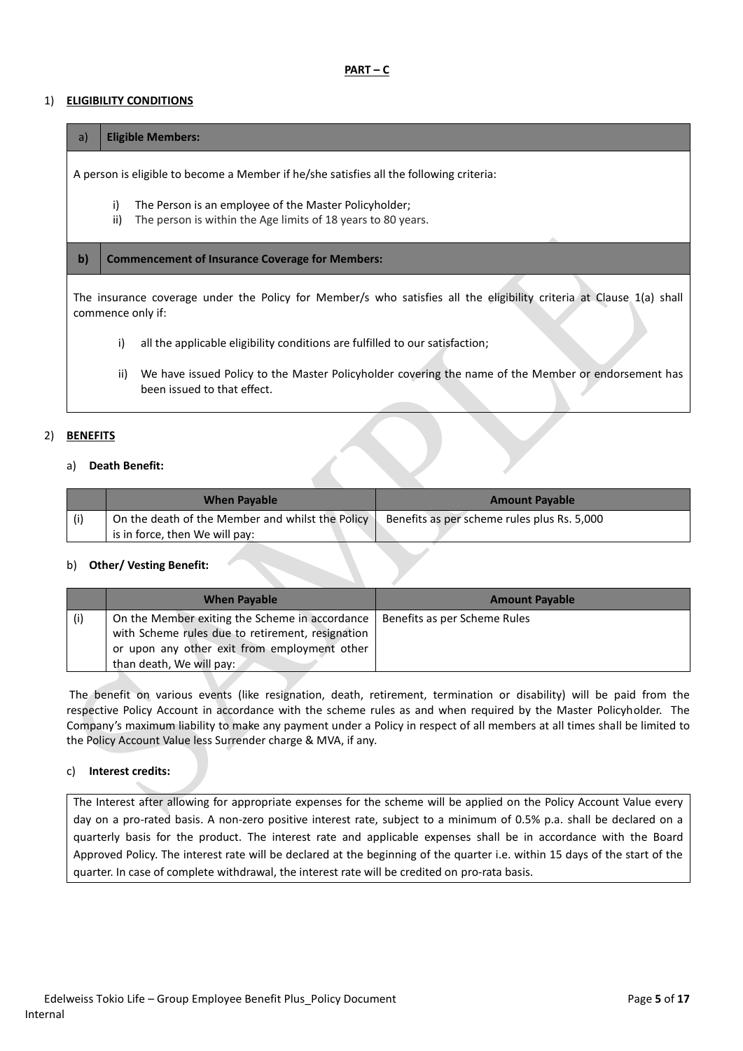**PART – C**

1) **ELIGIBILITY CONDITIONS**

| a) | **Eligible Members:** |
|---|---|

A person is eligible to become a Member if he/she satisfies all the following criteria:

i) The Person is an employee of the Master Policyholder;
ii) The person is within the Age limits of 18 years to 80 years.

| **b)** | **Commencement of Insurance Coverage for Members:** |
|---|---|

The insurance coverage under the Policy for Member/s who satisfies all the eligibility criteria at Clause 1(a) shall commence only if:

i) all the applicable eligibility conditions are fulfilled to our satisfaction;

ii) We have issued Policy to the Master Policyholder covering the name of the Member or endorsement has been issued to that effect.

2) **BENEFITS**

a) **Death Benefit:**

| | **When Payable** | **Amount Payable** |
|---|---|---|
| (i) | On the death of the Member and whilst the Policy is in force, then We will pay: | Benefits as per scheme rules plus Rs. 5,000 |

b) **Other/ Vesting Benefit:**

| | **When Payable** | **Amount Payable** |
|---|---|---|
| (i) | On the Member exiting the Scheme in accordance with Scheme rules due to retirement, resignation or upon any other exit from employment other than death, We will pay: | Benefits as per Scheme Rules |

The benefit on various events (like resignation, death, retirement, termination or disability) will be paid from the respective Policy Account in accordance with the scheme rules as and when required by the Master Policyholder. The Company's maximum liability to make any payment under a Policy in respect of all members at all times shall be limited to the Policy Account Value less Surrender charge & MVA, if any.

c) **Interest credits:**

The Interest after allowing for appropriate expenses for the scheme will be applied on the Policy Account Value every day on a pro-rated basis. A non-zero positive interest rate, subject to a minimum of 0.5% p.a. shall be declared on a quarterly basis for the product. The interest rate and applicable expenses shall be in accordance with the Board Approved Policy. The interest rate will be declared at the beginning of the quarter i.e. within 15 days of the start of the quarter. In case of complete withdrawal, the interest rate will be credited on pro-rata basis.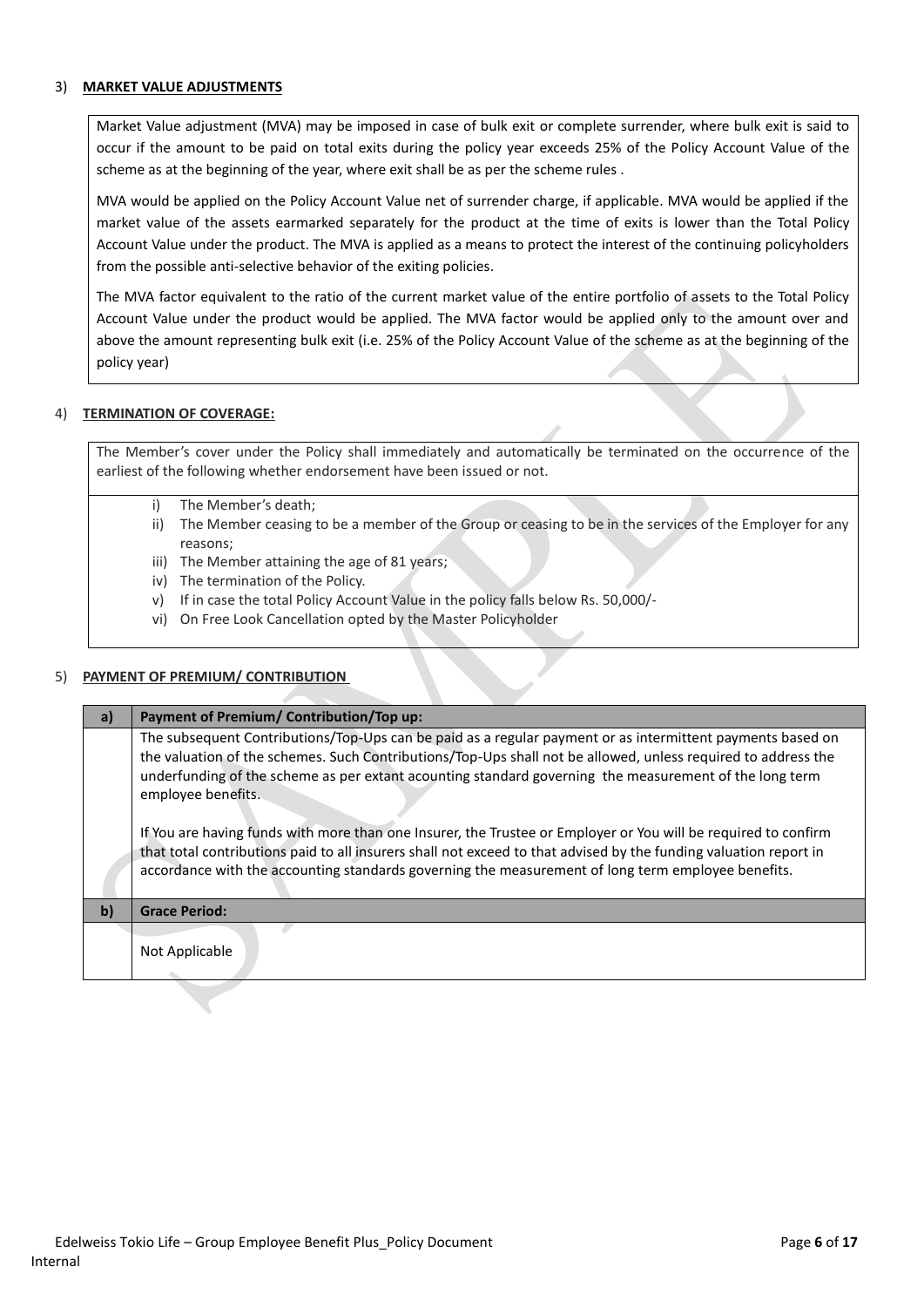3) **MARKET VALUE ADJUSTMENTS**

Market Value adjustment (MVA) may be imposed in case of bulk exit or complete surrender, where bulk exit is said to occur if the amount to be paid on total exits during the policy year exceeds 25% of the Policy Account Value of the scheme as at the beginning of the year, where exit shall be as per the scheme rules .

MVA would be applied on the Policy Account Value net of surrender charge, if applicable. MVA would be applied if the market value of the assets earmarked separately for the product at the time of exits is lower than the Total Policy Account Value under the product. The MVA is applied as a means to protect the interest of the continuing policyholders from the possible anti-selective behavior of the exiting policies.

The MVA factor equivalent to the ratio of the current market value of the entire portfolio of assets to the Total Policy Account Value under the product would be applied. The MVA factor would be applied only to the amount over and above the amount representing bulk exit (i.e. 25% of the Policy Account Value of the scheme as at the beginning of the policy year)

4) **TERMINATION OF COVERAGE:**

The Member's cover under the Policy shall immediately and automatically be terminated on the occurrence of the earliest of the following whether endorsement have been issued or not.

i) The Member's death;
ii) The Member ceasing to be a member of the Group or ceasing to be in the services of the Employer for any reasons;
iii) The Member attaining the age of 81 years;
iv) The termination of the Policy.
v) If in case the total Policy Account Value in the policy falls below Rs. 50,000/-
vi) On Free Look Cancellation opted by the Master Policyholder

5) **PAYMENT OF PREMIUM/ CONTRIBUTION**

| a) | **Payment of Premium/ Contribution/Top up:** |
|---|---|
| | The subsequent Contributions/Top-Ups can be paid as a regular payment or as intermittent payments based on the valuation of the schemes. Such Contributions/Top-Ups shall not be allowed, unless required to address the underfunding of the scheme as per extant acounting standard governing the measurement of the long term employee benefits.<br><br>If You are having funds with more than one Insurer, the Trustee or Employer or You will be required to confirm that total contributions paid to all insurers shall not exceed to that advised by the funding valuation report in accordance with the accounting standards governing the measurement of long term employee benefits. |
| **b)** | **Grace Period:** |
| | Not Applicable |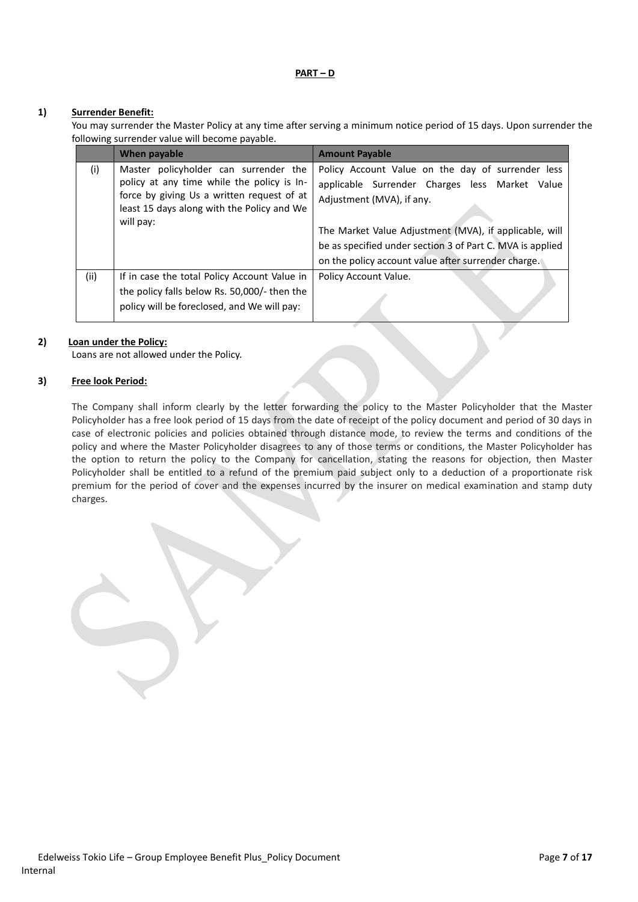**PART – D**

**1) Surrender Benefit:**

You may surrender the Master Policy at any time after serving a minimum notice period of 15 days. Upon surrender the following surrender value will become payable.

| | When payable | Amount Payable |
|---|---|---|
| (i) | Master policyholder can surrender the policy at any time while the policy is In-force by giving Us a written request of at least 15 days along with the Policy and We will pay: | Policy Account Value on the day of surrender less applicable Surrender Charges less Market Value Adjustment (MVA), if any.<br><br>The Market Value Adjustment (MVA), if applicable, will be as specified under section 3 of Part C. MVA is applied on the policy account value after surrender charge. |
| (ii) | If in case the total Policy Account Value in the policy falls below Rs. 50,000/- then the policy will be foreclosed, and We will pay: | Policy Account Value. |

**2) Loan under the Policy:**

Loans are not allowed under the Policy.

**3) Free look Period:**

The Company shall inform clearly by the letter forwarding the policy to the Master Policyholder that the Master Policyholder has a free look period of 15 days from the date of receipt of the policy document and period of 30 days in case of electronic policies and policies obtained through distance mode, to review the terms and conditions of the policy and where the Master Policyholder disagrees to any of those terms or conditions, the Master Policyholder has the option to return the policy to the Company for cancellation, stating the reasons for objection, then Master Policyholder shall be entitled to a refund of the premium paid subject only to a deduction of a proportionate risk premium for the period of cover and the expenses incurred by the insurer on medical examination and stamp duty charges.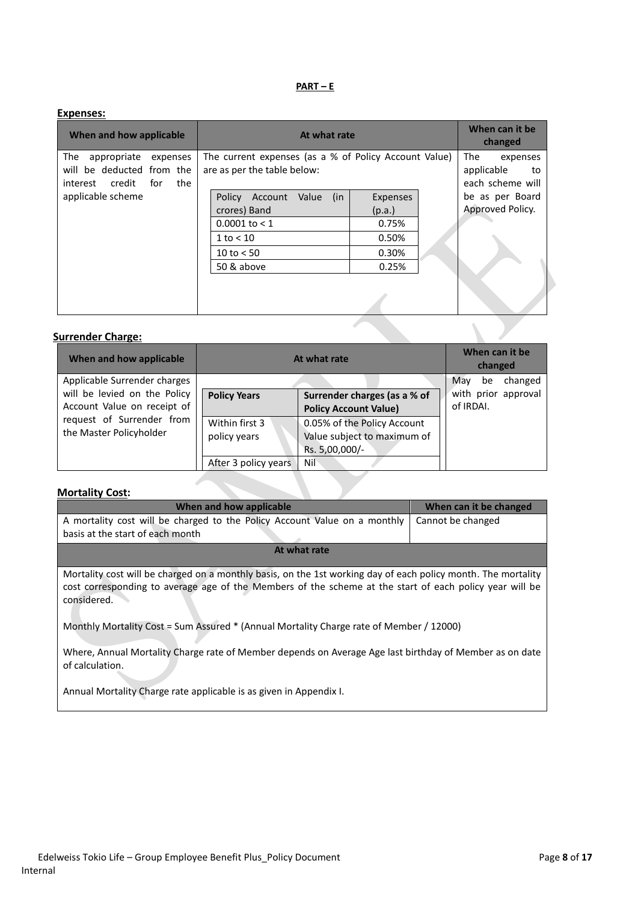**PART – E**

**Expenses:**

| When and how applicable | At what rate | When can it be changed |
|---|---|---|
| The appropriate expenses will be deducted from the interest credit for the applicable scheme | The current expenses (as a % of Policy Account Value) are as per the table below: | The expenses applicable to each scheme will be as per Board Approved Policy. |

| Policy Account Value (in crores) Band | Expenses (p.a.) |
|---|---|
| 0.0001 to < 1 | 0.75% |
| 1 to < 10 | 0.50% |
| 10 to < 50 | 0.30% |
| 50 & above | 0.25% |

**Surrender Charge:**

| When and how applicable | At what rate | When can it be changed |
|---|---|---|
| Applicable Surrender charges will be levied on the Policy Account Value on receipt of request of Surrender from the Master Policyholder | See table below | May be changed with prior approval of IRDAI. |

| Policy Years | Surrender charges (as a % of Policy Account Value) |
|---|---|
| Within first 3 policy years | 0.05% of the Policy Account Value subject to maximum of Rs. 5,00,000/- |
| After 3 policy years | Nil |

**Mortality Cost:**

| When and how applicable | When can it be changed |
|---|---|
| A mortality cost will be charged to the Policy Account Value on a monthly basis at the start of each month | Cannot be changed |

**At what rate**

Mortality cost will be charged on a monthly basis, on the 1st working day of each policy month. The mortality cost corresponding to average age of the Members of the scheme at the start of each policy year will be considered.

Monthly Mortality Cost = Sum Assured * (Annual Mortality Charge rate of Member / 12000)

Where, Annual Mortality Charge rate of Member depends on Average Age last birthday of Member as on date of calculation.

Annual Mortality Charge rate applicable is as given in Appendix I.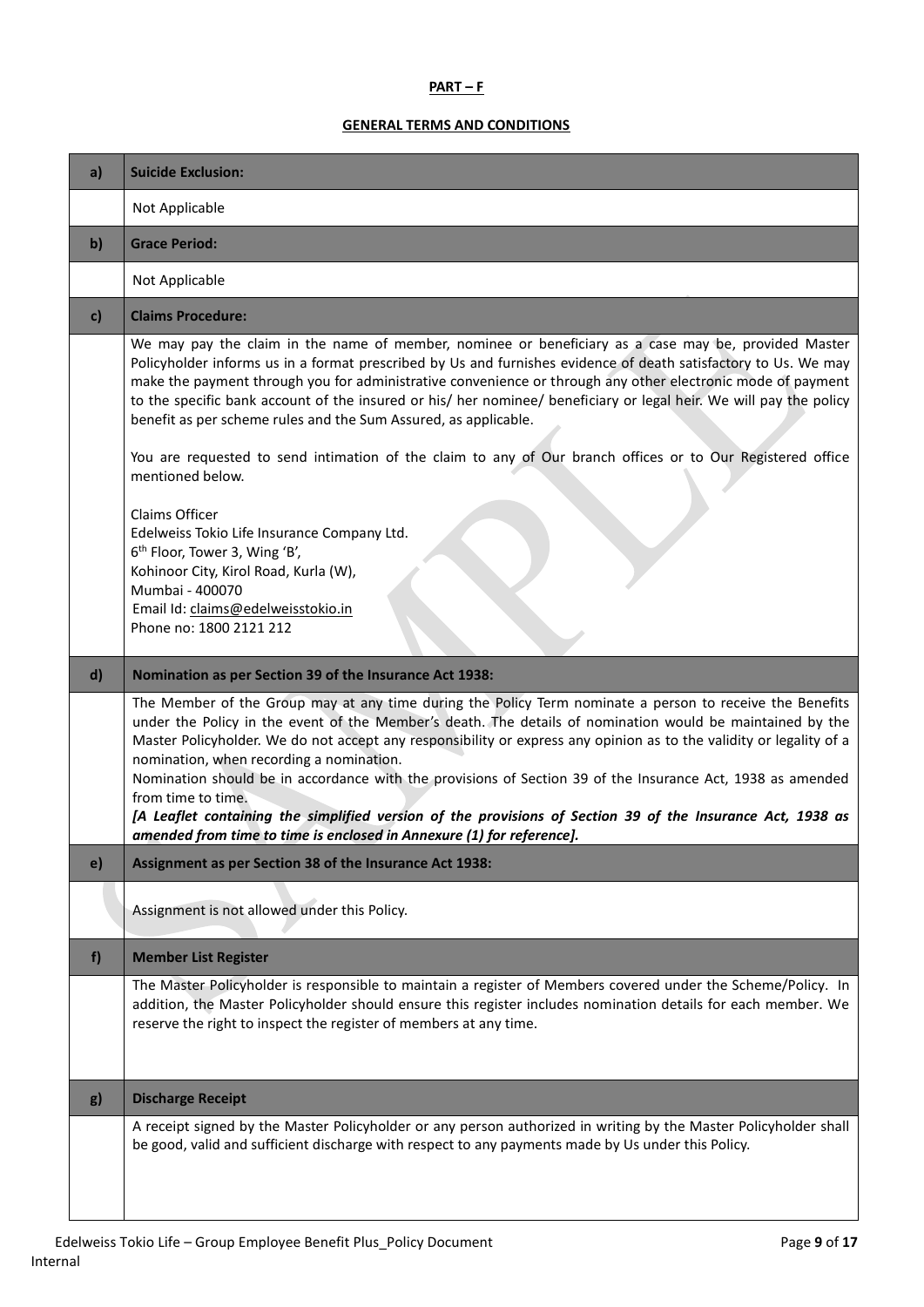**PART – F**

**GENERAL TERMS AND CONDITIONS**

| | |
|---|---|
| **a)** | **Suicide Exclusion:** |
| | Not Applicable |
| **b)** | **Grace Period:** |
| | Not Applicable |
| **c)** | **Claims Procedure:** |
| | We may pay the claim in the name of member, nominee or beneficiary as a case may be, provided Master Policyholder informs us in a format prescribed by Us and furnishes evidence of death satisfactory to Us. We may make the payment through you for administrative convenience or through any other electronic mode of payment to the specific bank account of the insured or his/ her nominee/ beneficiary or legal heir. We will pay the policy benefit as per scheme rules and the Sum Assured, as applicable.<br><br>You are requested to send intimation of the claim to any of Our branch offices or to Our Registered office mentioned below.<br><br>Claims Officer<br>Edelweiss Tokio Life Insurance Company Ltd.<br>6th Floor, Tower 3, Wing 'B',<br>Kohinoor City, Kirol Road, Kurla (W),<br>Mumbai - 400070<br>Email Id: claims@edelweisstokio.in<br>Phone no: 1800 2121 212 |
| **d)** | **Nomination as per Section 39 of the Insurance Act 1938:** |
| | The Member of the Group may at any time during the Policy Term nominate a person to receive the Benefits under the Policy in the event of the Member's death. The details of nomination would be maintained by the Master Policyholder. We do not accept any responsibility or express any opinion as to the validity or legality of a nomination, when recording a nomination.<br>Nomination should be in accordance with the provisions of Section 39 of the Insurance Act, 1938 as amended from time to time.<br>***[A Leaflet containing the simplified version of the provisions of Section 39 of the Insurance Act, 1938 as amended from time to time is enclosed in Annexure (1) for reference].*** |
| **e)** | **Assignment as per Section 38 of the Insurance Act 1938:** |
| | Assignment is not allowed under this Policy. |
| **f)** | **Member List Register** |
| | The Master Policyholder is responsible to maintain a register of Members covered under the Scheme/Policy. In addition, the Master Policyholder should ensure this register includes nomination details for each member. We reserve the right to inspect the register of members at any time. |
| **g)** | **Discharge Receipt** |
| | A receipt signed by the Master Policyholder or any person authorized in writing by the Master Policyholder shall be good, valid and sufficient discharge with respect to any payments made by Us under this Policy. |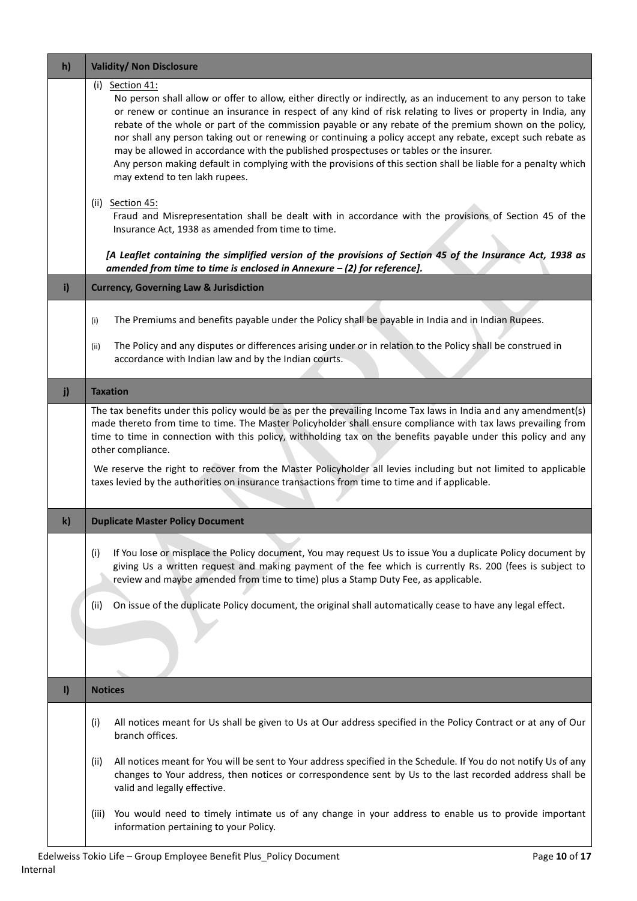## h) Validity/ Non Disclosure

(i) Section 41:

No person shall allow or offer to allow, either directly or indirectly, as an inducement to any person to take or renew or continue an insurance in respect of any kind of risk relating to lives or property in India, any rebate of the whole or part of the commission payable or any rebate of the premium shown on the policy, nor shall any person taking out or renewing or continuing a policy accept any rebate, except such rebate as may be allowed in accordance with the published prospectuses or tables or the insurer.

Any person making default in complying with the provisions of this section shall be liable for a penalty which may extend to ten lakh rupees.

(ii) Section 45:

Fraud and Misrepresentation shall be dealt with in accordance with the provisions of Section 45 of the Insurance Act, 1938 as amended from time to time.

***[A Leaflet containing the simplified version of the provisions of Section 45 of the Insurance Act, 1938 as amended from time to time is enclosed in Annexure – (2) for reference].***

## i) Currency, Governing Law & Jurisdiction

(i) The Premiums and benefits payable under the Policy shall be payable in India and in Indian Rupees.

(ii) The Policy and any disputes or differences arising under or in relation to the Policy shall be construed in accordance with Indian law and by the Indian courts.

## j) Taxation

The tax benefits under this policy would be as per the prevailing Income Tax laws in India and any amendment(s) made thereto from time to time. The Master Policyholder shall ensure compliance with tax laws prevailing from time to time in connection with this policy, withholding tax on the benefits payable under this policy and any other compliance.

We reserve the right to recover from the Master Policyholder all levies including but not limited to applicable taxes levied by the authorities on insurance transactions from time to time and if applicable.

## k) Duplicate Master Policy Document

(i) If You lose or misplace the Policy document, You may request Us to issue You a duplicate Policy document by giving Us a written request and making payment of the fee which is currently Rs. 200 (fees is subject to review and maybe amended from time to time) plus a Stamp Duty Fee, as applicable.

(ii) On issue of the duplicate Policy document, the original shall automatically cease to have any legal effect.

## l) Notices

(i) All notices meant for Us shall be given to Us at Our address specified in the Policy Contract or at any of Our branch offices.

(ii) All notices meant for You will be sent to Your address specified in the Schedule. If You do not notify Us of any changes to Your address, then notices or correspondence sent by Us to the last recorded address shall be valid and legally effective.

(iii) You would need to timely intimate us of any change in your address to enable us to provide important information pertaining to your Policy.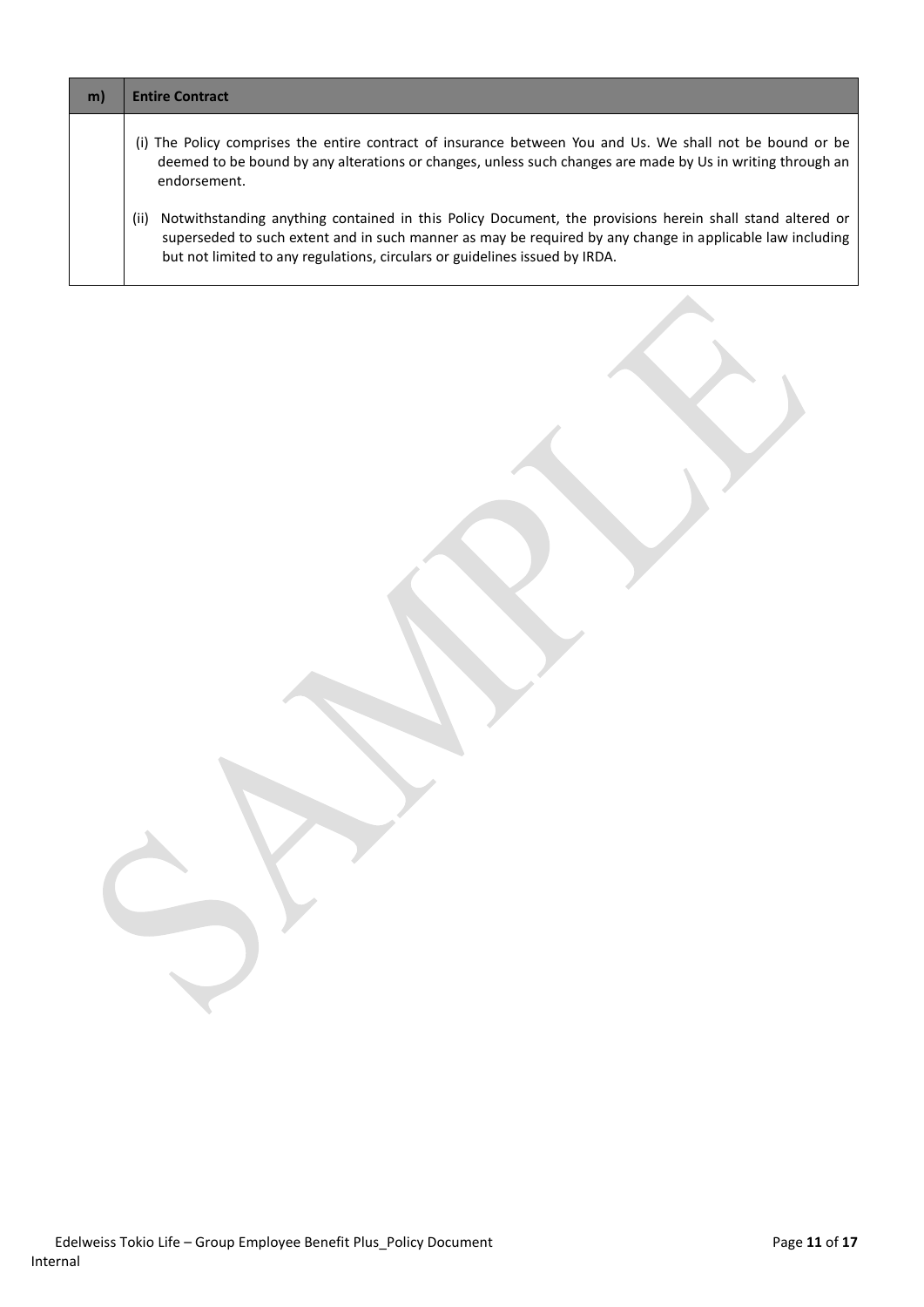| m) | Entire Contract |
|---|---|
| | (i) The Policy comprises the entire contract of insurance between You and Us. We shall not be bound or be deemed to be bound by any alterations or changes, unless such changes are made by Us in writing through an endorsement.<br><br>(ii) Notwithstanding anything contained in this Policy Document, the provisions herein shall stand altered or superseded to such extent and in such manner as may be required by any change in applicable law including but not limited to any regulations, circulars or guidelines issued by IRDA. |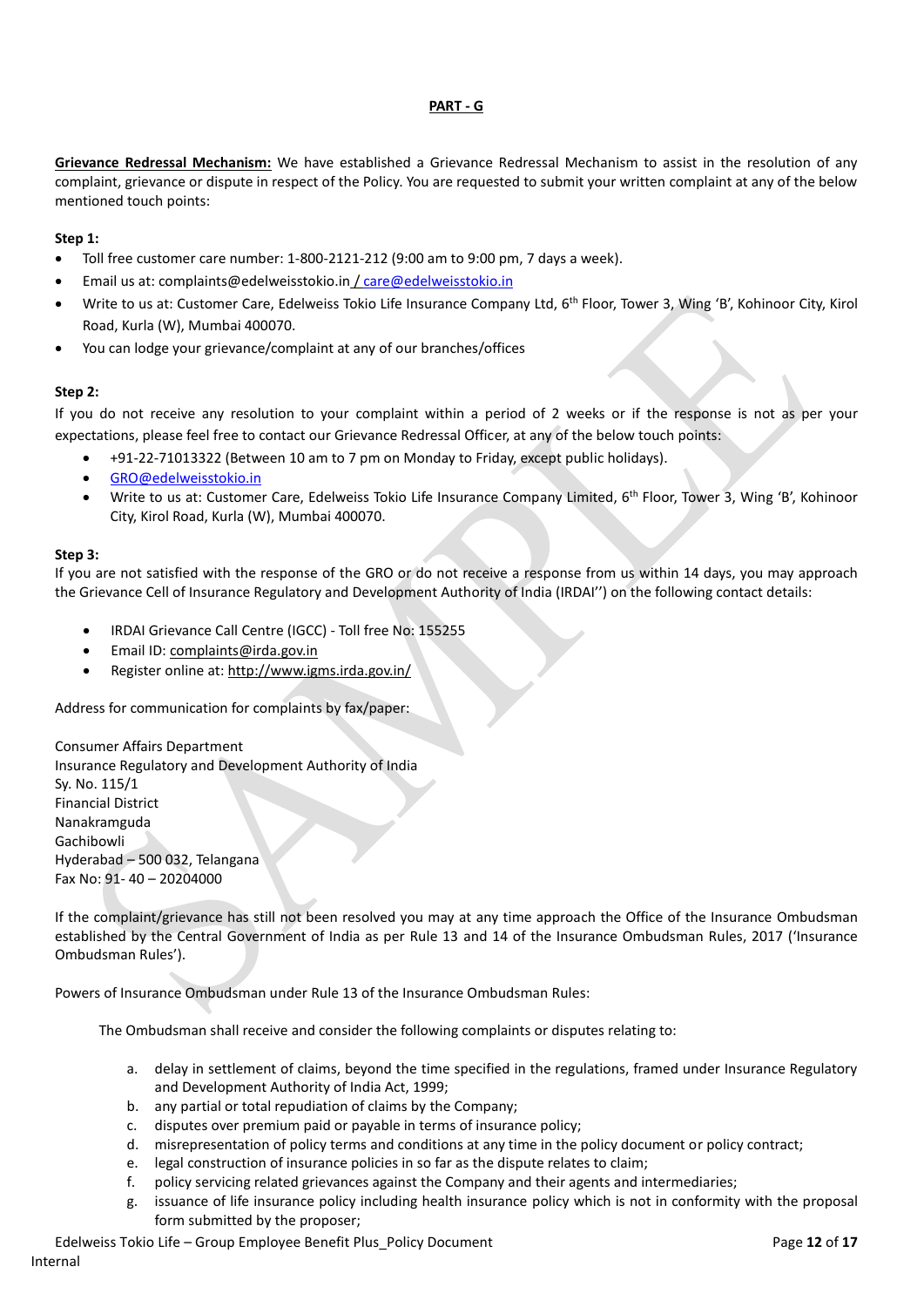**PART - G**

**Grievance Redressal Mechanism:** We have established a Grievance Redressal Mechanism to assist in the resolution of any complaint, grievance or dispute in respect of the Policy. You are requested to submit your written complaint at any of the below mentioned touch points:

**Step 1:**

- Toll free customer care number: 1-800-2121-212 (9:00 am to 9:00 pm, 7 days a week).
- Email us at: complaints@edelweisstokio.in / care@edelweisstokio.in
- Write to us at: Customer Care, Edelweiss Tokio Life Insurance Company Ltd, 6th Floor, Tower 3, Wing 'B', Kohinoor City, Kirol Road, Kurla (W), Mumbai 400070.
- You can lodge your grievance/complaint at any of our branches/offices

**Step 2:**

If you do not receive any resolution to your complaint within a period of 2 weeks or if the response is not as per your expectations, please feel free to contact our Grievance Redressal Officer, at any of the below touch points:

- +91-22-71013322 (Between 10 am to 7 pm on Monday to Friday, except public holidays).
- GRO@edelweisstokio.in
- Write to us at: Customer Care, Edelweiss Tokio Life Insurance Company Limited, 6th Floor, Tower 3, Wing 'B', Kohinoor City, Kirol Road, Kurla (W), Mumbai 400070.

**Step 3:**

If you are not satisfied with the response of the GRO or do not receive a response from us within 14 days, you may approach the Grievance Cell of Insurance Regulatory and Development Authority of India (IRDAI'') on the following contact details:

- IRDAI Grievance Call Centre (IGCC) - Toll free No: 155255
- Email ID: complaints@irda.gov.in
- Register online at: http://www.igms.irda.gov.in/

Address for communication for complaints by fax/paper:

Consumer Affairs Department
Insurance Regulatory and Development Authority of India
Sy. No. 115/1
Financial District
Nanakramguda
Gachibowli
Hyderabad – 500 032, Telangana
Fax No: 91- 40 – 20204000

If the complaint/grievance has still not been resolved you may at any time approach the Office of the Insurance Ombudsman established by the Central Government of India as per Rule 13 and 14 of the Insurance Ombudsman Rules, 2017 ('Insurance Ombudsman Rules').

Powers of Insurance Ombudsman under Rule 13 of the Insurance Ombudsman Rules:

The Ombudsman shall receive and consider the following complaints or disputes relating to:

a. delay in settlement of claims, beyond the time specified in the regulations, framed under Insurance Regulatory and Development Authority of India Act, 1999;
b. any partial or total repudiation of claims by the Company;
c. disputes over premium paid or payable in terms of insurance policy;
d. misrepresentation of policy terms and conditions at any time in the policy document or policy contract;
e. legal construction of insurance policies in so far as the dispute relates to claim;
f. policy servicing related grievances against the Company and their agents and intermediaries;
g. issuance of life insurance policy including health insurance policy which is not in conformity with the proposal form submitted by the proposer;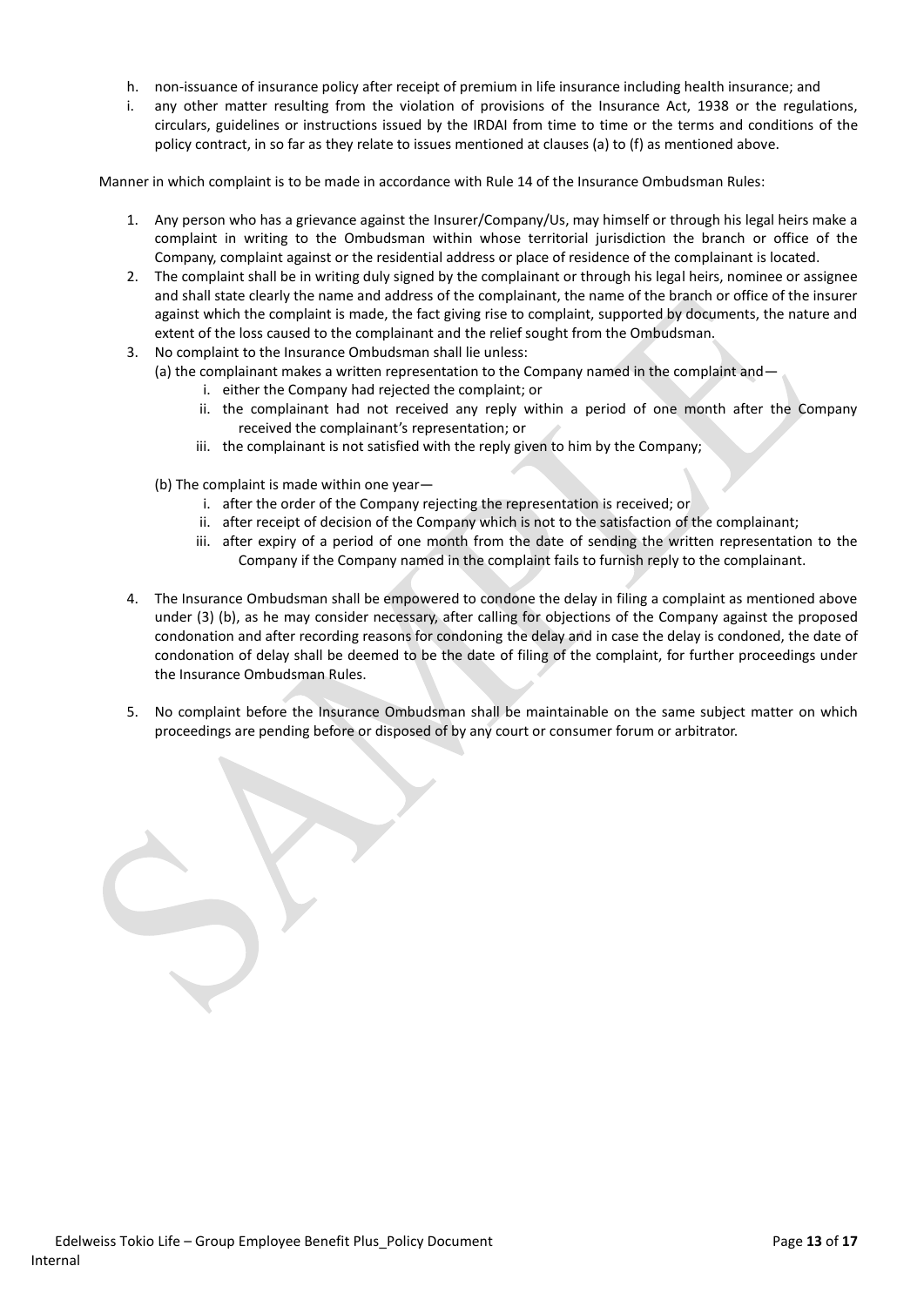h. non-issuance of insurance policy after receipt of premium in life insurance including health insurance; and
i. any other matter resulting from the violation of provisions of the Insurance Act, 1938 or the regulations, circulars, guidelines or instructions issued by the IRDAI from time to time or the terms and conditions of the policy contract, in so far as they relate to issues mentioned at clauses (a) to (f) as mentioned above.

Manner in which complaint is to be made in accordance with Rule 14 of the Insurance Ombudsman Rules:

1. Any person who has a grievance against the Insurer/Company/Us, may himself or through his legal heirs make a complaint in writing to the Ombudsman within whose territorial jurisdiction the branch or office of the Company, complaint against or the residential address or place of residence of the complainant is located.
2. The complaint shall be in writing duly signed by the complainant or through his legal heirs, nominee or assignee and shall state clearly the name and address of the complainant, the name of the branch or office of the insurer against which the complaint is made, the fact giving rise to complaint, supported by documents, the nature and extent of the loss caused to the complainant and the relief sought from the Ombudsman.
3. No complaint to the Insurance Ombudsman shall lie unless:
   (a) the complainant makes a written representation to the Company named in the complaint and—
      i. either the Company had rejected the complaint; or
      ii. the complainant had not received any reply within a period of one month after the Company received the complainant's representation; or
      iii. the complainant is not satisfied with the reply given to him by the Company;

   (b) The complaint is made within one year—
      i. after the order of the Company rejecting the representation is received; or
      ii. after receipt of decision of the Company which is not to the satisfaction of the complainant;
      iii. after expiry of a period of one month from the date of sending the written representation to the Company if the Company named in the complaint fails to furnish reply to the complainant.

4. The Insurance Ombudsman shall be empowered to condone the delay in filing a complaint as mentioned above under (3) (b), as he may consider necessary, after calling for objections of the Company against the proposed condonation and after recording reasons for condoning the delay and in case the delay is condoned, the date of condonation of delay shall be deemed to be the date of filing of the complaint, for further proceedings under the Insurance Ombudsman Rules.

5. No complaint before the Insurance Ombudsman shall be maintainable on the same subject matter on which proceedings are pending before or disposed of by any court or consumer forum or arbitrator.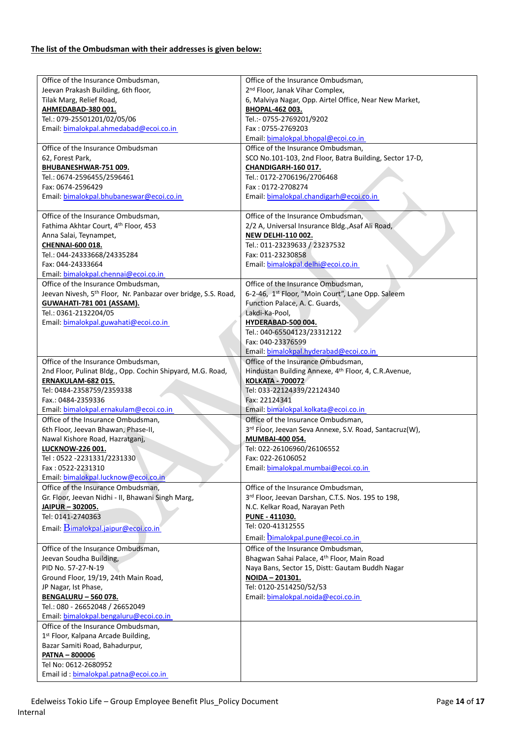**The list of the Ombudsman with their addresses is given below:**

| | |
|---|---|
| Office of the Insurance Ombudsman,<br>Jeevan Prakash Building, 6th floor,<br>Tilak Marg, Relief Road,<br>**AHMEDABAD-380 001.**<br>Tel.: 079-25501201/02/05/06<br>Email: bimalokpal.ahmedabad@ecoi.co.in | Office of the Insurance Ombudsman,<br>2nd Floor, Janak Vihar Complex,<br>6, Malviya Nagar, Opp. Airtel Office, Near New Market,<br>**BHOPAL-462 003.**<br>Tel.:- 0755-2769201/9202<br>Fax : 0755-2769203<br>Email: bimalokpal.bhopal@ecoi.co.in |
| Office of the Insurance Ombudsman<br>62, Forest Park,<br>**BHUBANESHWAR-751 009.**<br>Tel.: 0674-2596455/2596461<br>Fax: 0674-2596429<br>Email: bimalokpal.bhubaneswar@ecoi.co.in | Office of the Insurance Ombudsman,<br>SCO No.101-103, 2nd Floor, Batra Building, Sector 17-D,<br>**CHANDIGARH-160 017.**<br>Tel.: 0172-2706196/2706468<br>Fax : 0172-2708274<br>Email: bimalokpal.chandigarh@ecoi.co.in |
| Office of the Insurance Ombudsman,<br>Fathima Akhtar Court, 4th Floor, 453<br>Anna Salai, Teynampet,<br>**CHENNAI-600 018.**<br>Tel.: 044-24333668/24335284<br>Fax: 044-24333664<br>Email: bimalokpal.chennai@ecoi.co.in | Office of the Insurance Ombudsman,<br>2/2 A, Universal Insurance Bldg.,Asaf Ali Road,<br>**NEW DELHI-110 002.**<br>Tel.: 011-23239633 / 23237532<br>Fax: 011-23230858<br>Email: bimalokpal.delhi@ecoi.co.in |
| Office of the Insurance Ombudsman,<br>Jeevan Nivesh, 5th Floor, Nr. Panbazar over bridge, S.S. Road,<br>**GUWAHATI-781 001 (ASSAM).**<br>Tel.: 0361-2132204/05<br>Email: bimalokpal.guwahati@ecoi.co.in | Office of the Insurance Ombudsman,<br>6-2-46, 1st Floor, "Moin Court", Lane Opp. Saleem Function Palace, A. C. Guards,<br>Lakdi-Ka-Pool,<br>**HYDERABAD-500 004.**<br>Tel.: 040-65504123/23312122<br>Fax: 040-23376599<br>Email: bimalokpal.hyderabad@ecoi.co.in |
| Office of the Insurance Ombudsman,<br>2nd Floor, Pulinat Bldg., Opp. Cochin Shipyard, M.G. Road,<br>**ERNAKULAM-682 015.**<br>Tel: 0484-2358759/2359338<br>Fax.: 0484-2359336<br>Email: bimalokpal.ernakulam@ecoi.co.in | Office of the Insurance Ombudsman,<br>Hindustan Building Annexe, 4th Floor, 4, C.R.Avenue,<br>**KOLKATA - 700072**<br>Tel: 033-22124339/22124340<br>Fax: 22124341<br>Email: bimalokpal.kolkata@ecoi.co.in |
| Office of the Insurance Ombudsman,<br>6th Floor, Jeevan Bhawan, Phase-II,<br>Nawal Kishore Road, Hazratganj,<br>**LUCKNOW-226 001.**<br>Tel : 0522 -2231331/2231330<br>Fax : 0522-2231310<br>Email: bimalokpal.lucknow@ecoi.co.in | Office of the Insurance Ombudsman,<br>3rd Floor, Jeevan Seva Annexe, S.V. Road, Santacruz(W),<br>**MUMBAI-400 054.**<br>Tel: 022-26106960/26106552<br>Fax: 022-26106052<br>Email: bimalokpal.mumbai@ecoi.co.in |
| Office of the Insurance Ombudsman,<br>Gr. Floor, Jeevan Nidhi - II, Bhawani Singh Marg,<br>**JAIPUR – 302005.**<br>Tel: 0141-2740363<br>Email: Bimalokpal.jaipur@ecoi.co.in | Office of the Insurance Ombudsman,<br>3rd Floor, Jeevan Darshan, C.T.S. Nos. 195 to 198,<br>N.C. Kelkar Road, Narayan Peth<br>**PUNE - 411030.**<br>Tel: 020-41312555<br>Email: bimalokpal.pune@ecoi.co.in |
| Office of the Insurance Ombudsman,<br>Jeevan Soudha Building,<br>PID No. 57-27-N-19<br>Ground Floor, 19/19, 24th Main Road,<br>JP Nagar, Ist Phase,<br>**BENGALURU – 560 078.**<br>Tel.: 080 - 26652048 / 26652049<br>Email: bimalokpal.bengaluru@ecoi.co.in | Office of the Insurance Ombudsman,<br>Bhagwan Sahai Palace, 4th Floor, Main Road<br>Naya Bans, Sector 15, Distt: Gautam Buddh Nagar<br>**NOIDA – 201301.**<br>Tel: 0120-2514250/52/53<br>Email: bimalokpal.noida@ecoi.co.in |
| Office of the Insurance Ombudsman,<br>1st Floor, Kalpana Arcade Building,<br>Bazar Samiti Road, Bahadurpur,<br>**PATNA – 800006**<br>Tel No: 0612-2680952<br>Email id : bimalokpal.patna@ecoi.co.in | |

Edelweiss Tokio Life – Group Employee Benefit Plus_Policy Document

Internal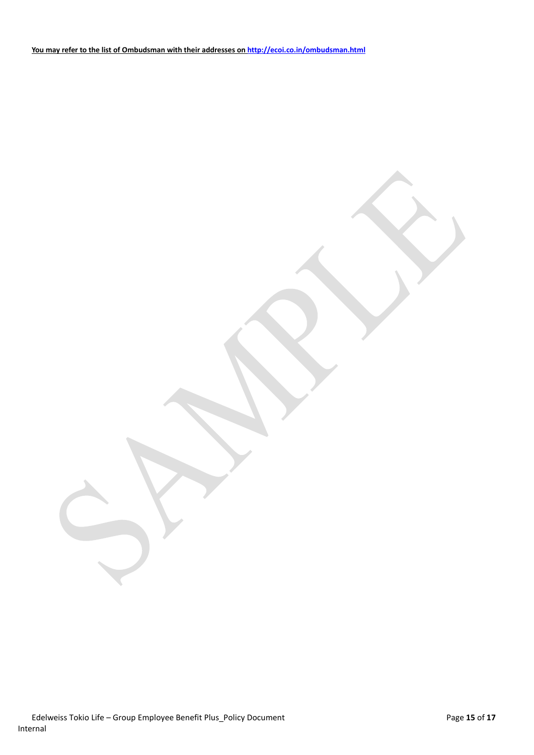**You may refer to the list of Ombudsman with their addresses on http://ecoi.co.in/ombudsman.html**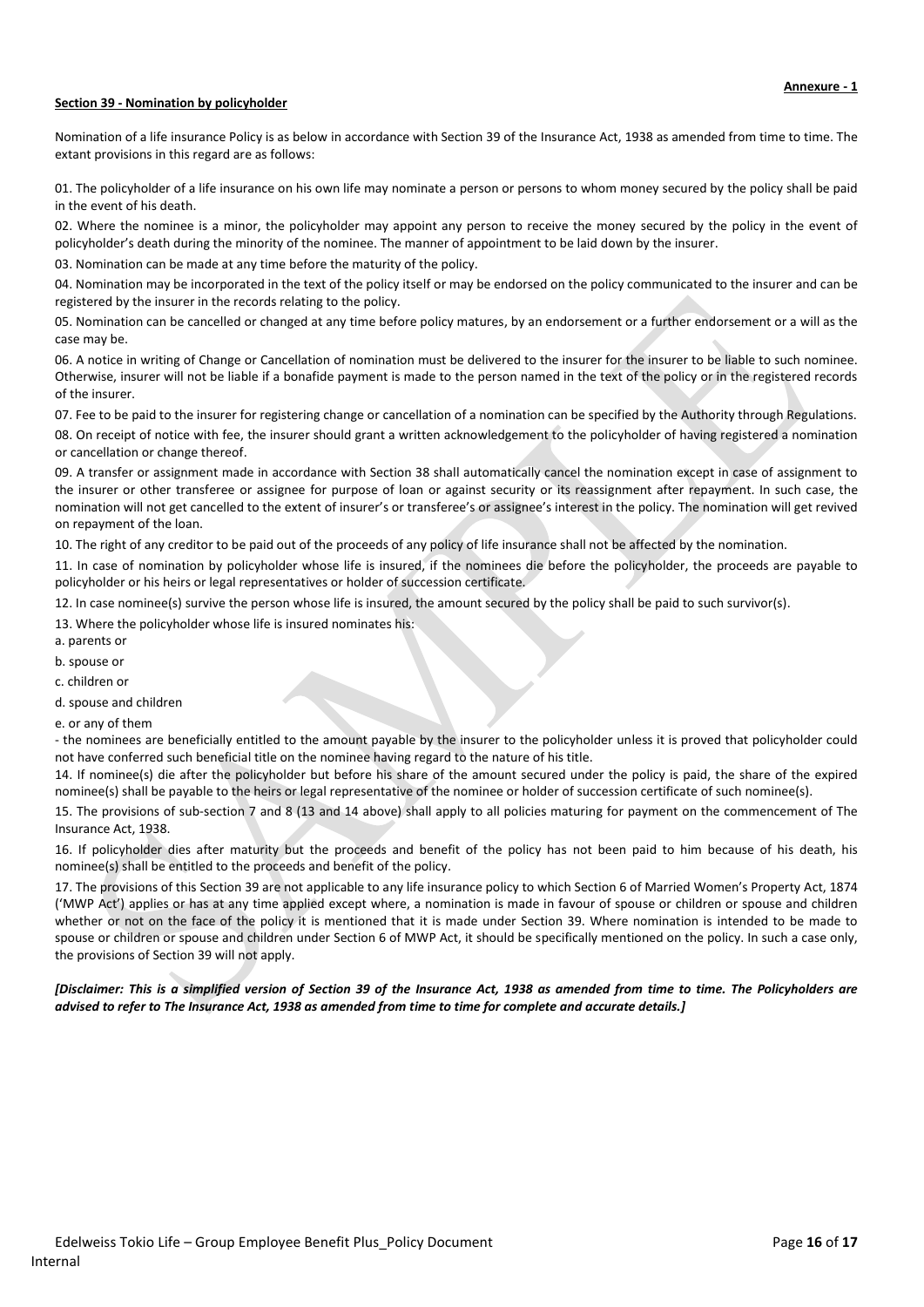**Annexure - 1**

**Section 39 - Nomination by policyholder**

Nomination of a life insurance Policy is as below in accordance with Section 39 of the Insurance Act, 1938 as amended from time to time. The extant provisions in this regard are as follows:

01. The policyholder of a life insurance on his own life may nominate a person or persons to whom money secured by the policy shall be paid in the event of his death.

02. Where the nominee is a minor, the policyholder may appoint any person to receive the money secured by the policy in the event of policyholder's death during the minority of the nominee. The manner of appointment to be laid down by the insurer.

03. Nomination can be made at any time before the maturity of the policy.

04. Nomination may be incorporated in the text of the policy itself or may be endorsed on the policy communicated to the insurer and can be registered by the insurer in the records relating to the policy.

05. Nomination can be cancelled or changed at any time before policy matures, by an endorsement or a further endorsement or a will as the case may be.

06. A notice in writing of Change or Cancellation of nomination must be delivered to the insurer for the insurer to be liable to such nominee. Otherwise, insurer will not be liable if a bonafide payment is made to the person named in the text of the policy or in the registered records of the insurer.

07. Fee to be paid to the insurer for registering change or cancellation of a nomination can be specified by the Authority through Regulations.

08. On receipt of notice with fee, the insurer should grant a written acknowledgement to the policyholder of having registered a nomination or cancellation or change thereof.

09. A transfer or assignment made in accordance with Section 38 shall automatically cancel the nomination except in case of assignment to the insurer or other transferee or assignee for purpose of loan or against security or its reassignment after repayment. In such case, the nomination will not get cancelled to the extent of insurer's or transferee's or assignee's interest in the policy. The nomination will get revived on repayment of the loan.

10. The right of any creditor to be paid out of the proceeds of any policy of life insurance shall not be affected by the nomination.

11. In case of nomination by policyholder whose life is insured, if the nominees die before the policyholder, the proceeds are payable to policyholder or his heirs or legal representatives or holder of succession certificate.

12. In case nominee(s) survive the person whose life is insured, the amount secured by the policy shall be paid to such survivor(s).

13. Where the policyholder whose life is insured nominates his:

a. parents or

b. spouse or

c. children or

d. spouse and children

e. or any of them

- the nominees are beneficially entitled to the amount payable by the insurer to the policyholder unless it is proved that policyholder could not have conferred such beneficial title on the nominee having regard to the nature of his title.

14. If nominee(s) die after the policyholder but before his share of the amount secured under the policy is paid, the share of the expired nominee(s) shall be payable to the heirs or legal representative of the nominee or holder of succession certificate of such nominee(s).

15. The provisions of sub-section 7 and 8 (13 and 14 above) shall apply to all policies maturing for payment on the commencement of The Insurance Act, 1938.

16. If policyholder dies after maturity but the proceeds and benefit of the policy has not been paid to him because of his death, his nominee(s) shall be entitled to the proceeds and benefit of the policy.

17. The provisions of this Section 39 are not applicable to any life insurance policy to which Section 6 of Married Women's Property Act, 1874 ('MWP Act') applies or has at any time applied except where, a nomination is made in favour of spouse or children or spouse and children whether or not on the face of the policy it is mentioned that it is made under Section 39. Where nomination is intended to be made to spouse or children or spouse and children under Section 6 of MWP Act, it should be specifically mentioned on the policy. In such a case only, the provisions of Section 39 will not apply.

***[Disclaimer: This is a simplified version of Section 39 of the Insurance Act, 1938 as amended from time to time. The Policyholders are advised to refer to The Insurance Act, 1938 as amended from time to time for complete and accurate details.]***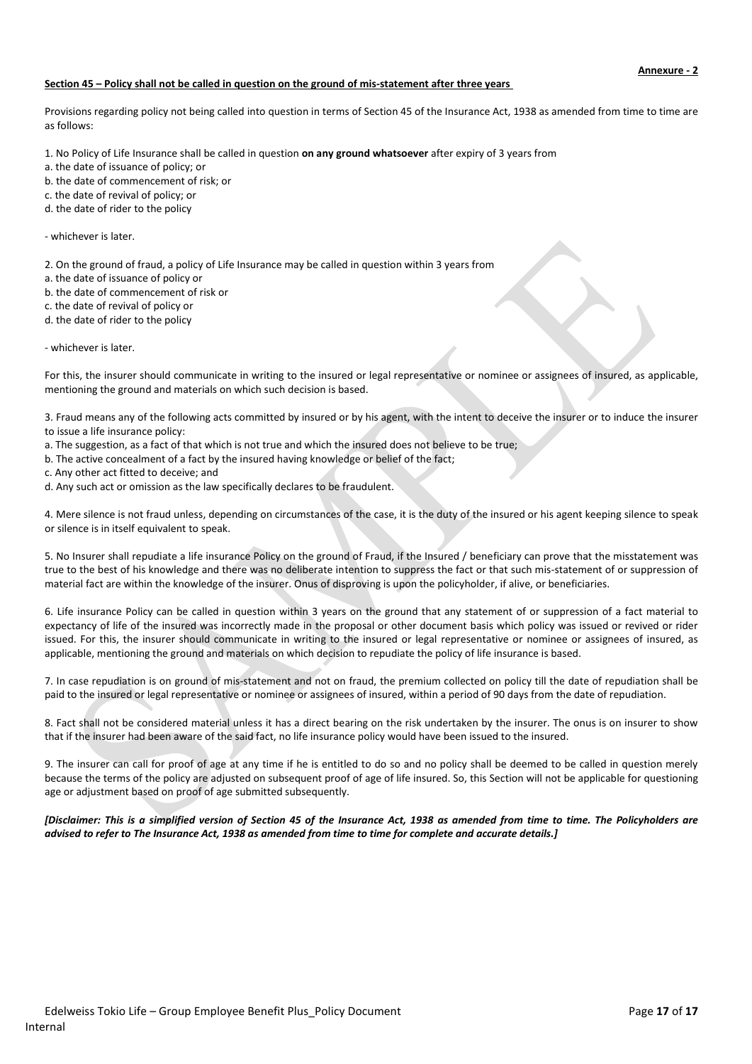**Annexure - 2**

**Section 45 – Policy shall not be called in question on the ground of mis-statement after three years**

Provisions regarding policy not being called into question in terms of Section 45 of the Insurance Act, 1938 as amended from time to time are as follows:

1. No Policy of Life Insurance shall be called in question **on any ground whatsoever** after expiry of 3 years from
a. the date of issuance of policy; or
b. the date of commencement of risk; or
c. the date of revival of policy; or
d. the date of rider to the policy

- whichever is later.

2. On the ground of fraud, a policy of Life Insurance may be called in question within 3 years from
a. the date of issuance of policy or
b. the date of commencement of risk or
c. the date of revival of policy or
d. the date of rider to the policy

- whichever is later.

For this, the insurer should communicate in writing to the insured or legal representative or nominee or assignees of insured, as applicable, mentioning the ground and materials on which such decision is based.

3. Fraud means any of the following acts committed by insured or by his agent, with the intent to deceive the insurer or to induce the insurer to issue a life insurance policy:
a. The suggestion, as a fact of that which is not true and which the insured does not believe to be true;
b. The active concealment of a fact by the insured having knowledge or belief of the fact;
c. Any other act fitted to deceive; and
d. Any such act or omission as the law specifically declares to be fraudulent.

4. Mere silence is not fraud unless, depending on circumstances of the case, it is the duty of the insured or his agent keeping silence to speak or silence is in itself equivalent to speak.

5. No Insurer shall repudiate a life insurance Policy on the ground of Fraud, if the Insured / beneficiary can prove that the misstatement was true to the best of his knowledge and there was no deliberate intention to suppress the fact or that such mis-statement of or suppression of material fact are within the knowledge of the insurer. Onus of disproving is upon the policyholder, if alive, or beneficiaries.

6. Life insurance Policy can be called in question within 3 years on the ground that any statement of or suppression of a fact material to expectancy of life of the insured was incorrectly made in the proposal or other document basis which policy was issued or revived or rider issued. For this, the insurer should communicate in writing to the insured or legal representative or nominee or assignees of insured, as applicable, mentioning the ground and materials on which decision to repudiate the policy of life insurance is based.

7. In case repudiation is on ground of mis-statement and not on fraud, the premium collected on policy till the date of repudiation shall be paid to the insured or legal representative or nominee or assignees of insured, within a period of 90 days from the date of repudiation.

8. Fact shall not be considered material unless it has a direct bearing on the risk undertaken by the insurer. The onus is on insurer to show that if the insurer had been aware of the said fact, no life insurance policy would have been issued to the insured.

9. The insurer can call for proof of age at any time if he is entitled to do so and no policy shall be deemed to be called in question merely because the terms of the policy are adjusted on subsequent proof of age of life insured. So, this Section will not be applicable for questioning age or adjustment based on proof of age submitted subsequently.

***[Disclaimer: This is a simplified version of Section 45 of the Insurance Act, 1938 as amended from time to time. The Policyholders are advised to refer to The Insurance Act, 1938 as amended from time to time for complete and accurate details.]***